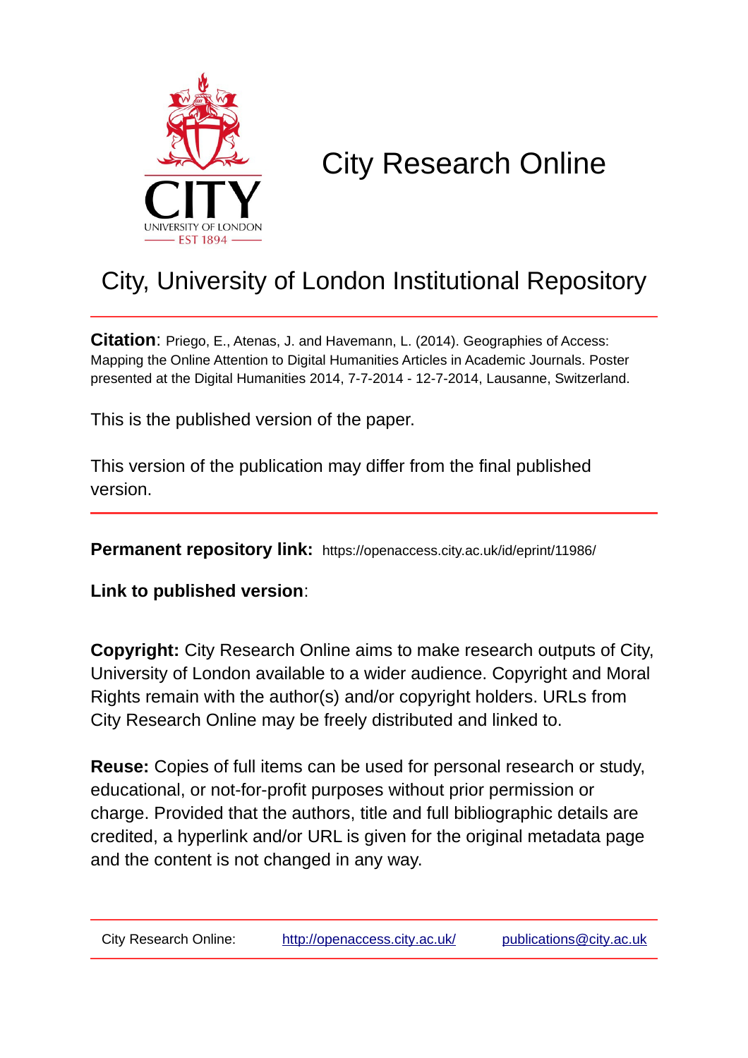# City Research Online

## City, University of London Institutional Repository

**Citation**: Priego, E., Atenas, J. and Havemann, L. (2014). Geographies of Access: Mapping the Online Attention to Digital Humanities Articles in Academic Journals. Poster presented at the Digital Humanities 2014, 7-7-2014 - 12-7-2014, Lausanne, Switzerland.

This is the published version of the paper.

This version of the publication may differ from the final published version.

**Permanent repository link:** https://openaccess.city.ac.uk/id/eprint/11986/

**Link to published version**:

**Copyright:** City Research Online aims to make research outputs of City, University of London available to a wider audience. Copyright and Moral Rights remain with the author(s) and/or copyright holders. URLs from City Research Online may be freely distributed and linked to.

**Reuse:** Copies of full items can be used for personal research or study, educational, or not-for-profit purposes without prior permission or charge. Provided that the authors, title and full bibliographic details are credited, a hyperlink and/or URL is given for the original metadata page and the content is not changed in any way.

City Research Online: http://openaccess.city.ac.uk/ publications@city.ac.uk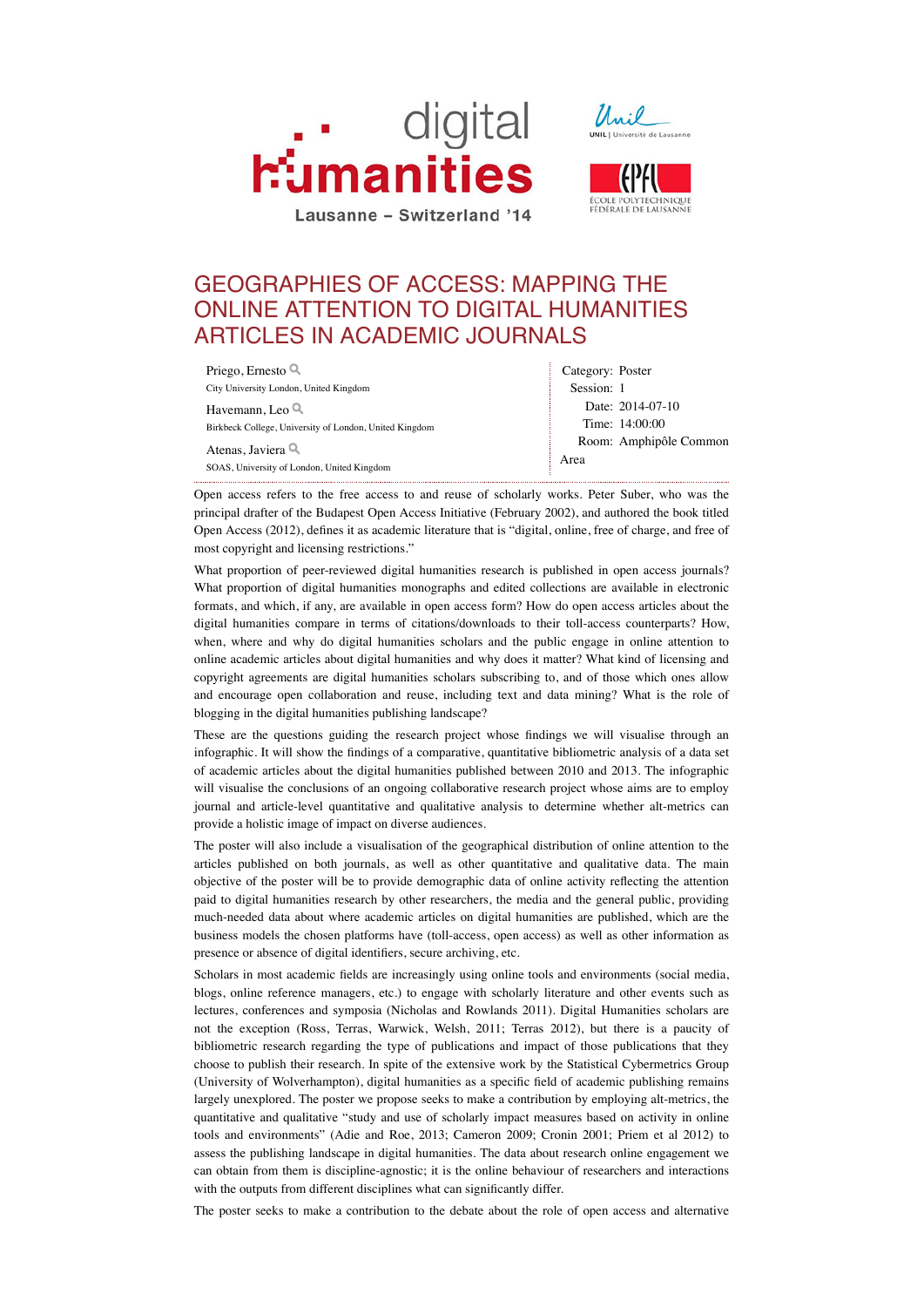# GEOGRAPHIES OF ACCESS: MAPPING THE ONLINE ATTENTION TO DIGITAL HUMANITIES ARTICLES IN ACADEMIC JOURNALS

Priego, Ernesto
City University London, United Kingdom

Havemann, Leo
Birkbeck College, University of London, United Kingdom

Atenas, Javiera
SOAS, University of London, United Kingdom

Category: Poster
Session: 1
Date: 2014-07-10
Time: 14:00:00
Room: Amphipôle Common Area

Open access refers to the free access to and reuse of scholarly works. Peter Suber, who was the principal drafter of the Budapest Open Access Initiative (February 2002), and authored the book titled Open Access (2012), defines it as academic literature that is "digital, online, free of charge, and free of most copyright and licensing restrictions."

What proportion of peer-reviewed digital humanities research is published in open access journals? What proportion of digital humanities monographs and edited collections are available in electronic formats, and which, if any, are available in open access form? How do open access articles about the digital humanities compare in terms of citations/downloads to their toll-access counterparts? How, when, where and why do digital humanities scholars and the public engage in online attention to online academic articles about digital humanities and why does it matter? What kind of licensing and copyright agreements are digital humanities scholars subscribing to, and of those which ones allow and encourage open collaboration and reuse, including text and data mining? What is the role of blogging in the digital humanities publishing landscape?

These are the questions guiding the research project whose findings we will visualise through an infographic. It will show the findings of a comparative, quantitative bibliometric analysis of a data set of academic articles about the digital humanities published between 2010 and 2013. The infographic will visualise the conclusions of an ongoing collaborative research project whose aims are to employ journal and article-level quantitative and qualitative analysis to determine whether alt-metrics can provide a holistic image of impact on diverse audiences.

The poster will also include a visualisation of the geographical distribution of online attention to the articles published on both journals, as well as other quantitative and qualitative data. The main objective of the poster will be to provide demographic data of online activity reflecting the attention paid to digital humanities research by other researchers, the media and the general public, providing much-needed data about where academic articles on digital humanities are published, which are the business models the chosen platforms have (toll-access, open access) as well as other information as presence or absence of digital identifiers, secure archiving, etc.

Scholars in most academic fields are increasingly using online tools and environments (social media, blogs, online reference managers, etc.) to engage with scholarly literature and other events such as lectures, conferences and symposia (Nicholas and Rowlands 2011). Digital Humanities scholars are not the exception (Ross, Terras, Warwick, Welsh, 2011; Terras 2012), but there is a paucity of bibliometric research regarding the type of publications and impact of those publications that they choose to publish their research. In spite of the extensive work by the Statistical Cybermetrics Group (University of Wolverhampton), digital humanities as a specific field of academic publishing remains largely unexplored. The poster we propose seeks to make a contribution by employing alt-metrics, the quantitative and qualitative "study and use of scholarly impact measures based on activity in online tools and environments" (Adie and Roe, 2013; Cameron 2009; Cronin 2001; Priem et al 2012) to assess the publishing landscape in digital humanities. The data about research online engagement we can obtain from them is discipline-agnostic; it is the online behaviour of researchers and interactions with the outputs from different disciplines what can significantly differ.

The poster seeks to make a contribution to the debate about the role of open access and alternative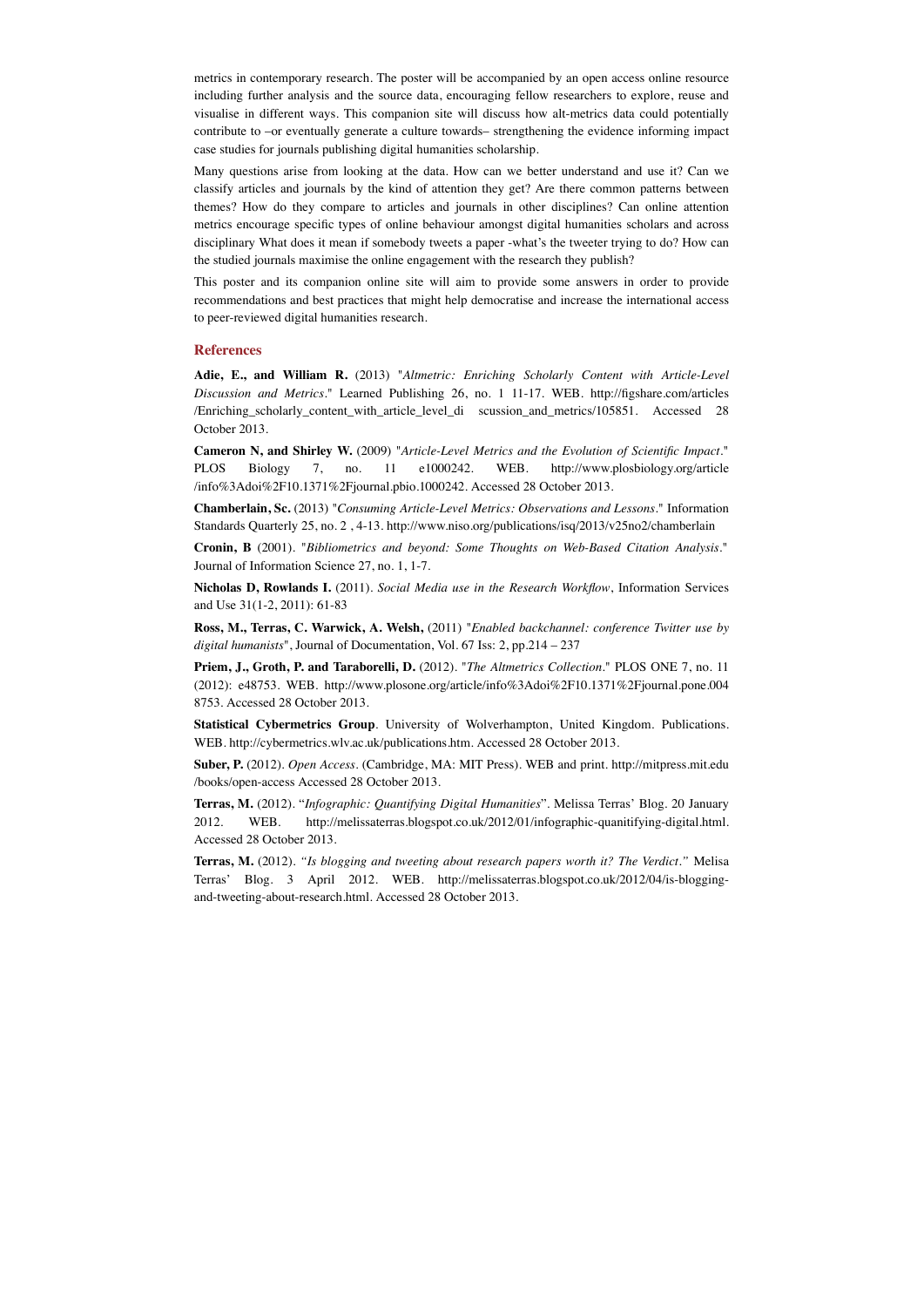metrics in contemporary research. The poster will be accompanied by an open access online resource including further analysis and the source data, encouraging fellow researchers to explore, reuse and visualise in different ways. This companion site will discuss how alt-metrics data could potentially contribute to –or eventually generate a culture towards– strengthening the evidence informing impact case studies for journals publishing digital humanities scholarship.

Many questions arise from looking at the data. How can we better understand and use it? Can we classify articles and journals by the kind of attention they get? Are there common patterns between themes? How do they compare to articles and journals in other disciplines? Can online attention metrics encourage specific types of online behaviour amongst digital humanities scholars and across disciplinary What does it mean if somebody tweets a paper -what's the tweeter trying to do? How can the studied journals maximise the online engagement with the research they publish?

This poster and its companion online site will aim to provide some answers in order to provide recommendations and best practices that might help democratise and increase the international access to peer-reviewed digital humanities research.

## References

**Adie, E., and William R.** (2013) "*Altmetric: Enriching Scholarly Content with Article-Level Discussion and Metrics*." Learned Publishing 26, no. 1 11-17. WEB. http://figshare.com/articles/Enriching_scholarly_content_with_article_level_di scussion_and_metrics/105851. Accessed 28 October 2013.

**Cameron N, and Shirley W.** (2009) "*Article-Level Metrics and the Evolution of Scientific Impact*." PLOS Biology 7, no. 11 e1000242. WEB. http://www.plosbiology.org/article/info%3Adoi%2F10.1371%2Fjournal.pbio.1000242. Accessed 28 October 2013.

**Chamberlain, Sc.** (2013) "*Consuming Article-Level Metrics: Observations and Lessons*." Information Standards Quarterly 25, no. 2 , 4-13. http://www.niso.org/publications/isq/2013/v25no2/chamberlain

**Cronin, B** (2001). "*Bibliometrics and beyond: Some Thoughts on Web-Based Citation Analysis*." Journal of Information Science 27, no. 1, 1-7.

**Nicholas D, Rowlands I.** (2011). *Social Media use in the Research Workflow*, Information Services and Use 31(1-2, 2011): 61-83

**Ross, M., Terras, C. Warwick, A. Welsh,** (2011) "*Enabled backchannel: conference Twitter use by digital humanists*", Journal of Documentation, Vol. 67 Iss: 2, pp.214 – 237

**Priem, J., Groth, P. and Taraborelli, D.** (2012). "*The Altmetrics Collection*." PLOS ONE 7, no. 11 (2012): e48753. WEB. http://www.plosone.org/article/info%3Adoi%2F10.1371%2Fjournal.pone.0048753. Accessed 28 October 2013.

**Statistical Cybermetrics Group**. University of Wolverhampton, United Kingdom. Publications. WEB. http://cybermetrics.wlv.ac.uk/publications.htm. Accessed 28 October 2013.

**Suber, P.** (2012). *Open Access*. (Cambridge, MA: MIT Press). WEB and print. http://mitpress.mit.edu/books/open-access Accessed 28 October 2013.

**Terras, M.** (2012). "*Infographic: Quantifying Digital Humanities*". Melissa Terras' Blog. 20 January 2012. WEB. http://melissaterras.blogspot.co.uk/2012/01/infographic-quanitifying-digital.html. Accessed 28 October 2013.

**Terras, M.** (2012). *"Is blogging and tweeting about research papers worth it? The Verdict."* Melisa Terras' Blog. 3 April 2012. WEB. http://melissaterras.blogspot.co.uk/2012/04/is-blogging-and-tweeting-about-research.html. Accessed 28 October 2013.